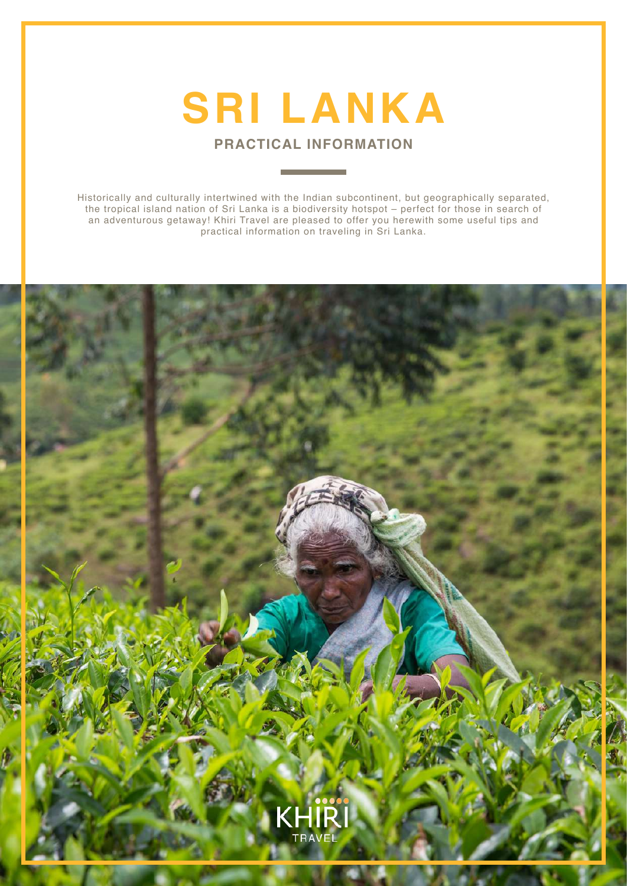# SRI LANKA

## PRACTICAL INFORMATION

Historically and culturally intertwined with the Indian subcontinent, but geographically separated, the tropical island nation of Sri Lanka is a biodiversity hotspot – perfect for those in search of an adventurous getaway! Khiri Travel are pleased to offer you herewith some useful tips and practical information on traveling in Sri Lanka.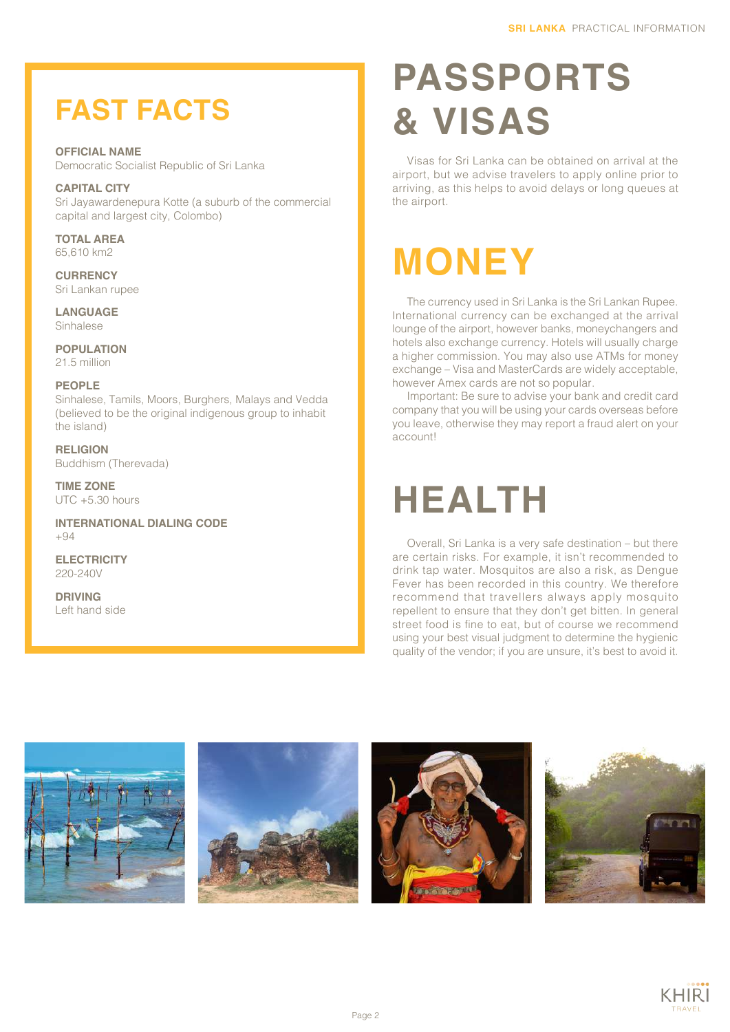## FAST FACTS

**OFFICIAL NAME**
Democratic Socialist Republic of Sri Lanka

**CAPITAL CITY**
Sri Jayawardenepura Kotte (a suburb of the commercial capital and largest city, Colombo)

**TOTAL AREA**
65,610 km2

**CURRENCY**
Sri Lankan rupee

**LANGUAGE**
Sinhalese

**POPULATION**
21.5 million

**PEOPLE**
Sinhalese, Tamils, Moors, Burghers, Malays and Vedda (believed to be the original indigenous group to inhabit the island)

**RELIGION**
Buddhism (Therevada)

**TIME ZONE**
UTC +5.30 hours

**INTERNATIONAL DIALING CODE**
+94

**ELECTRICITY**
220-240V

**DRIVING**
Left hand side

# PASSPORTS & VISAS

Visas for Sri Lanka can be obtained on arrival at the airport, but we advise travelers to apply online prior to arriving, as this helps to avoid delays or long queues at the airport.

# MONEY

The currency used in Sri Lanka is the Sri Lankan Rupee. International currency can be exchanged at the arrival lounge of the airport, however banks, moneychangers and hotels also exchange currency. Hotels will usually charge a higher commission. You may also use ATMs for money exchange – Visa and MasterCards are widely acceptable, however Amex cards are not so popular.

Important: Be sure to advise your bank and credit card company that you will be using your cards overseas before you leave, otherwise they may report a fraud alert on your account!

# HEALTH

Overall, Sri Lanka is a very safe destination – but there are certain risks. For example, it isn't recommended to drink tap water. Mosquitos are also a risk, as Dengue Fever has been recorded in this country. We therefore recommend that travellers always apply mosquito repellent to ensure that they don't get bitten. In general street food is fine to eat, but of course we recommend using your best visual judgment to determine the hygienic quality of the vendor; if you are unsure, it's best to avoid it.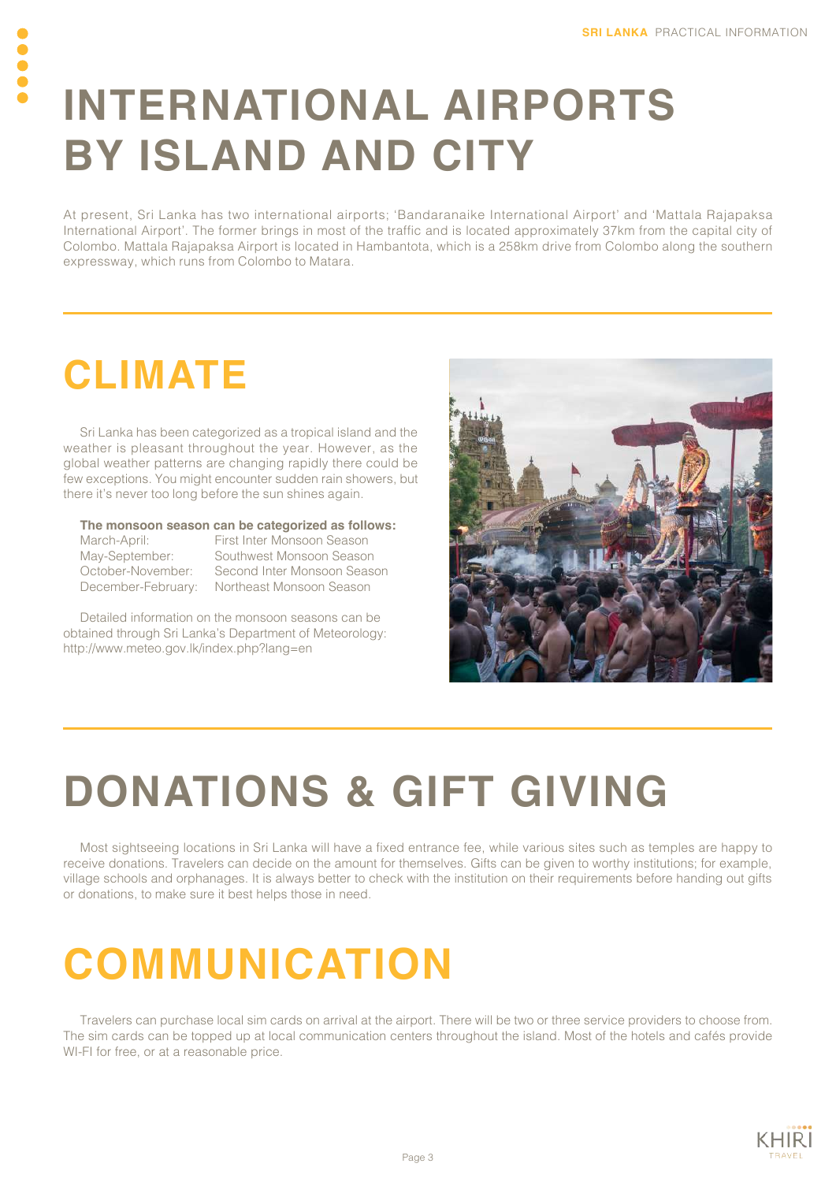# INTERNATIONAL AIRPORTS BY ISLAND AND CITY

At present, Sri Lanka has two international airports; 'Bandaranaike International Airport' and 'Mattala Rajapaksa International Airport'. The former brings in most of the traffic and is located approximately 37km from the capital city of Colombo. Mattala Rajapaksa Airport is located in Hambantota, which is a 258km drive from Colombo along the southern expressway, which runs from Colombo to Matara.

# CLIMATE

Sri Lanka has been categorized as a tropical island and the weather is pleasant throughout the year. However, as the global weather patterns are changing rapidly there could be few exceptions. You might encounter sudden rain showers, but there it's never too long before the sun shines again.

**The monsoon season can be categorized as follows:**

| | |
|---|---|
| March-April: | First Inter Monsoon Season |
| May-September: | Southwest Monsoon Season |
| October-November: | Second Inter Monsoon Season |
| December-February: | Northeast Monsoon Season |

Detailed information on the monsoon seasons can be obtained through Sri Lanka's Department of Meteorology: http://www.meteo.gov.lk/index.php?lang=en

# DONATIONS & GIFT GIVING

Most sightseeing locations in Sri Lanka will have a fixed entrance fee, while various sites such as temples are happy to receive donations. Travelers can decide on the amount for themselves. Gifts can be given to worthy institutions; for example, village schools and orphanages. It is always better to check with the institution on their requirements before handing out gifts or donations, to make sure it best helps those in need.

# COMMUNICATION

Travelers can purchase local sim cards on arrival at the airport. There will be two or three service providers to choose from. The sim cards can be topped up at local communication centers throughout the island. Most of the hotels and cafés provide WI-FI for free, or at a reasonable price.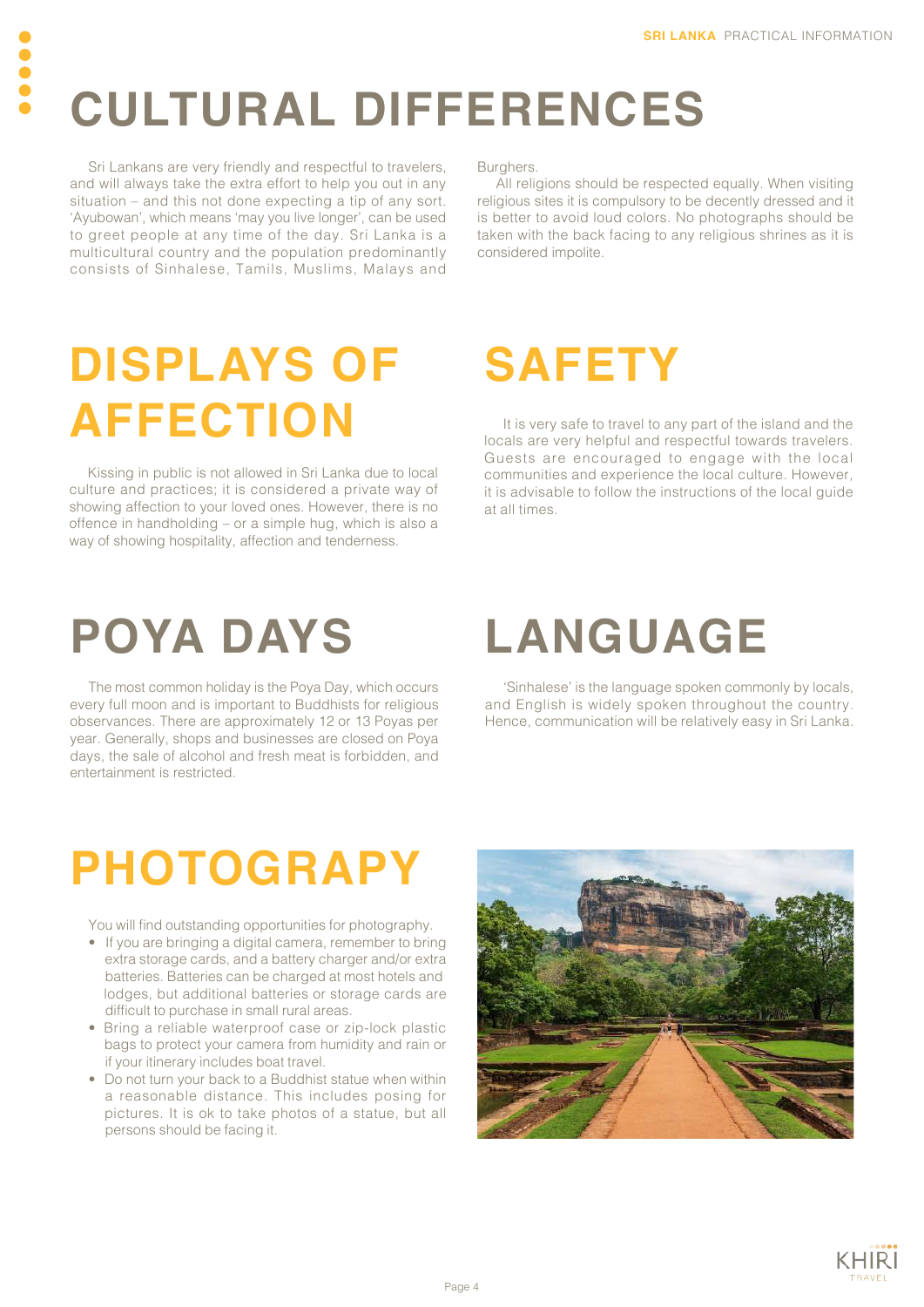# CULTURAL DIFFERENCES

Sri Lankans are very friendly and respectful to travelers, and will always take the extra effort to help you out in any situation – and this not done expecting a tip of any sort. 'Ayubowan', which means 'may you live longer', can be used to greet people at any time of the day. Sri Lanka is a multicultural country and the population predominantly consists of Sinhalese, Tamils, Muslims, Malays and Burghers.

All religions should be respected equally. When visiting religious sites it is compulsory to be decently dressed and it is better to avoid loud colors. No photographs should be taken with the back facing to any religious shrines as it is considered impolite.

# DISPLAYS OF AFFECTION

Kissing in public is not allowed in Sri Lanka due to local culture and practices; it is considered a private way of showing affection to your loved ones. However, there is no offence in handholding – or a simple hug, which is also a way of showing hospitality, affection and tenderness.

# SAFETY

It is very safe to travel to any part of the island and the locals are very helpful and respectful towards travelers. Guests are encouraged to engage with the local communities and experience the local culture. However, it is advisable to follow the instructions of the local guide at all times.

# POYA DAYS

The most common holiday is the Poya Day, which occurs every full moon and is important to Buddhists for religious observances. There are approximately 12 or 13 Poyas per year. Generally, shops and businesses are closed on Poya days, the sale of alcohol and fresh meat is forbidden, and entertainment is restricted.

# LANGUAGE

'Sinhalese' is the language spoken commonly by locals, and English is widely spoken throughout the country. Hence, communication will be relatively easy in Sri Lanka.

# PHOTOGRAPHY

You will find outstanding opportunities for photography.

- If you are bringing a digital camera, remember to bring extra storage cards, and a battery charger and/or extra batteries. Batteries can be charged at most hotels and lodges, but additional batteries or storage cards are difficult to purchase in small rural areas.
- Bring a reliable waterproof case or zip-lock plastic bags to protect your camera from humidity and rain or if your itinerary includes boat travel.
- Do not turn your back to a Buddhist statue when within a reasonable distance. This includes posing for pictures. It is ok to take photos of a statue, but all persons should be facing it.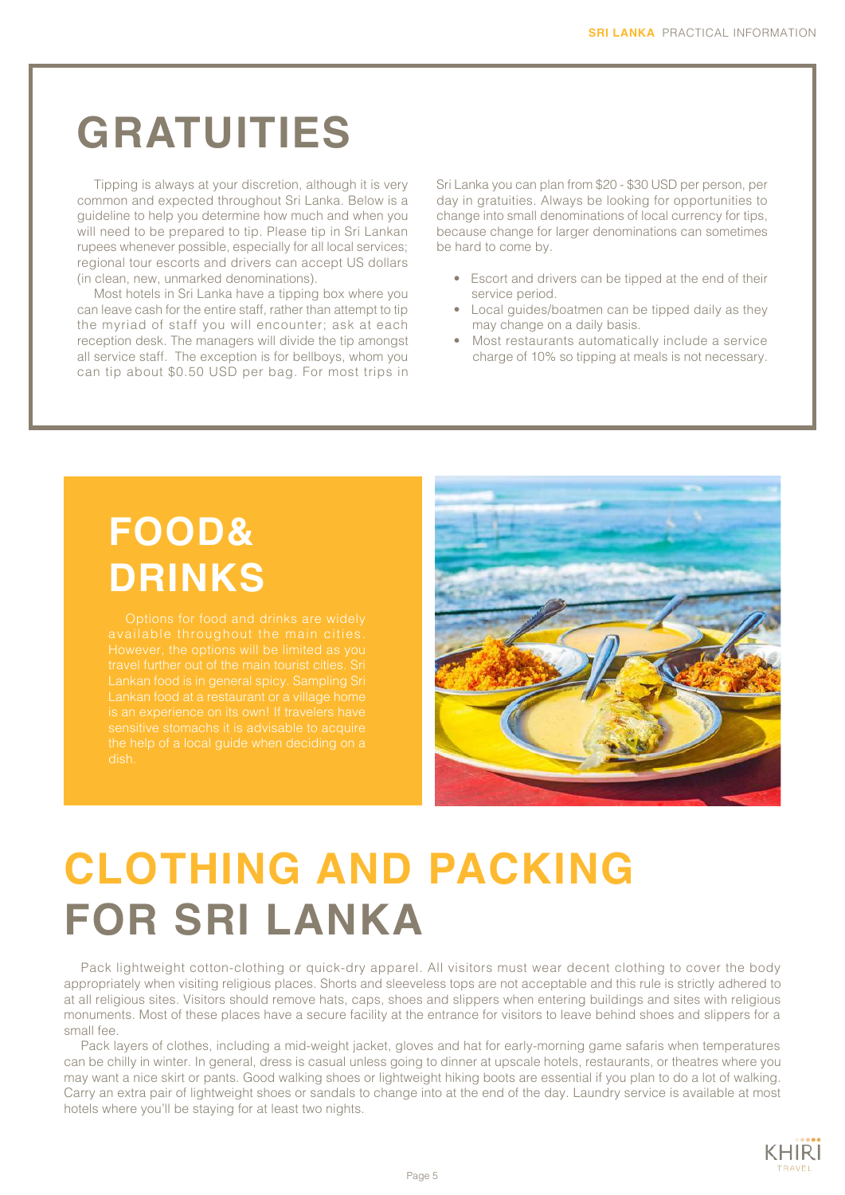# GRATUITIES

Tipping is always at your discretion, although it is very common and expected throughout Sri Lanka. Below is a guideline to help you determine how much and when you will need to be prepared to tip. Please tip in Sri Lankan rupees whenever possible, especially for all local services; regional tour escorts and drivers can accept US dollars (in clean, new, unmarked denominations).

Most hotels in Sri Lanka have a tipping box where you can leave cash for the entire staff, rather than attempt to tip the myriad of staff you will encounter; ask at each reception desk. The managers will divide the tip amongst all service staff. The exception is for bellboys, whom you can tip about $0.50 USD per bag. For most trips in Sri Lanka you can plan from $20 - $30 USD per person, per day in gratuities. Always be looking for opportunities to change into small denominations of local currency for tips, because change for larger denominations can sometimes be hard to come by.

- Escort and drivers can be tipped at the end of their service period.
- Local guides/boatmen can be tipped daily as they may change on a daily basis.
- Most restaurants automatically include a service charge of 10% so tipping at meals is not necessary.

# FOOD& DRINKS

Options for food and drinks are widely available throughout the main cities. However, the options will be limited as you travel further out of the main tourist cities. Sri Lankan food is in general spicy. Sampling Sri Lankan food at a restaurant or a village home is an experience on its own! If travelers have sensitive stomachs it is advisable to acquire the help of a local guide when deciding on a dish.

# CLOTHING AND PACKING FOR SRI LANKA

Pack lightweight cotton-clothing or quick-dry apparel. All visitors must wear decent clothing to cover the body appropriately when visiting religious places. Shorts and sleeveless tops are not acceptable and this rule is strictly adhered to at all religious sites. Visitors should remove hats, caps, shoes and slippers when entering buildings and sites with religious monuments. Most of these places have a secure facility at the entrance for visitors to leave behind shoes and slippers for a small fee.

Pack layers of clothes, including a mid-weight jacket, gloves and hat for early-morning game safaris when temperatures can be chilly in winter. In general, dress is casual unless going to dinner at upscale hotels, restaurants, or theatres where you may want a nice skirt or pants. Good walking shoes or lightweight hiking boots are essential if you plan to do a lot of walking. Carry an extra pair of lightweight shoes or sandals to change into at the end of the day. Laundry service is available at most hotels where you'll be staying for at least two nights.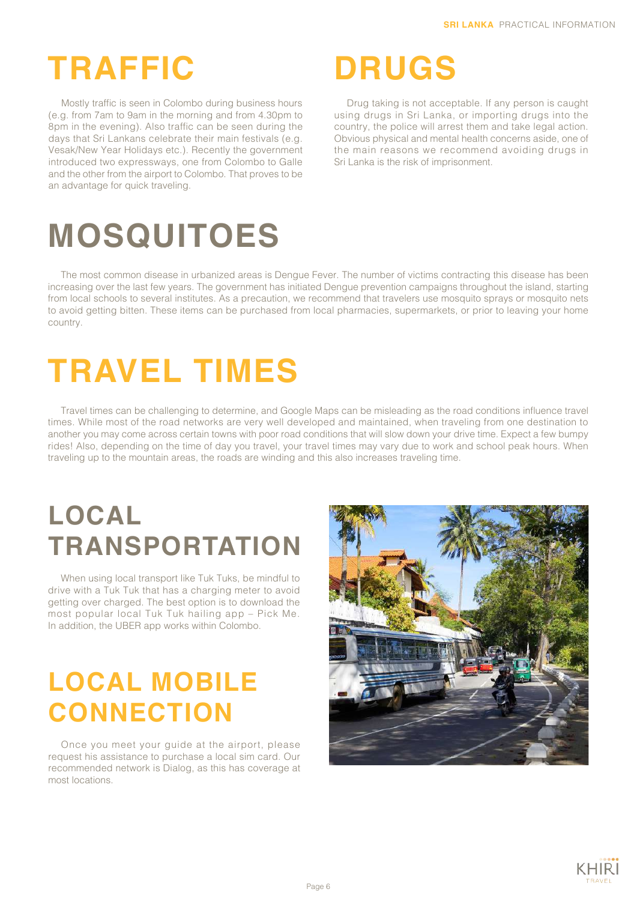# TRAFFIC

Mostly traffic is seen in Colombo during business hours (e.g. from 7am to 9am in the morning and from 4.30pm to 8pm in the evening). Also traffic can be seen during the days that Sri Lankans celebrate their main festivals (e.g. Vesak/New Year Holidays etc.). Recently the government introduced two expressways, one from Colombo to Galle and the other from the airport to Colombo. That proves to be an advantage for quick traveling.

# DRUGS

Drug taking is not acceptable. If any person is caught using drugs in Sri Lanka, or importing drugs into the country, the police will arrest them and take legal action. Obvious physical and mental health concerns aside, one of the main reasons we recommend avoiding drugs in Sri Lanka is the risk of imprisonment.

# MOSQUITOES

The most common disease in urbanized areas is Dengue Fever. The number of victims contracting this disease has been increasing over the last few years. The government has initiated Dengue prevention campaigns throughout the island, starting from local schools to several institutes. As a precaution, we recommend that travelers use mosquito sprays or mosquito nets to avoid getting bitten. These items can be purchased from local pharmacies, supermarkets, or prior to leaving your home country.

# TRAVEL TIMES

Travel times can be challenging to determine, and Google Maps can be misleading as the road conditions influence travel times. While most of the road networks are very well developed and maintained, when traveling from one destination to another you may come across certain towns with poor road conditions that will slow down your drive time. Expect a few bumpy rides! Also, depending on the time of day you travel, your travel times may vary due to work and school peak hours. When traveling up to the mountain areas, the roads are winding and this also increases traveling time.

# LOCAL TRANSPORTATION

When using local transport like Tuk Tuks, be mindful to drive with a Tuk Tuk that has a charging meter to avoid getting over charged. The best option is to download the most popular local Tuk Tuk hailing app – Pick Me. In addition, the UBER app works within Colombo.

# LOCAL MOBILE CONNECTION

Once you meet your guide at the airport, please request his assistance to purchase a local sim card. Our recommended network is Dialog, as this has coverage at most locations.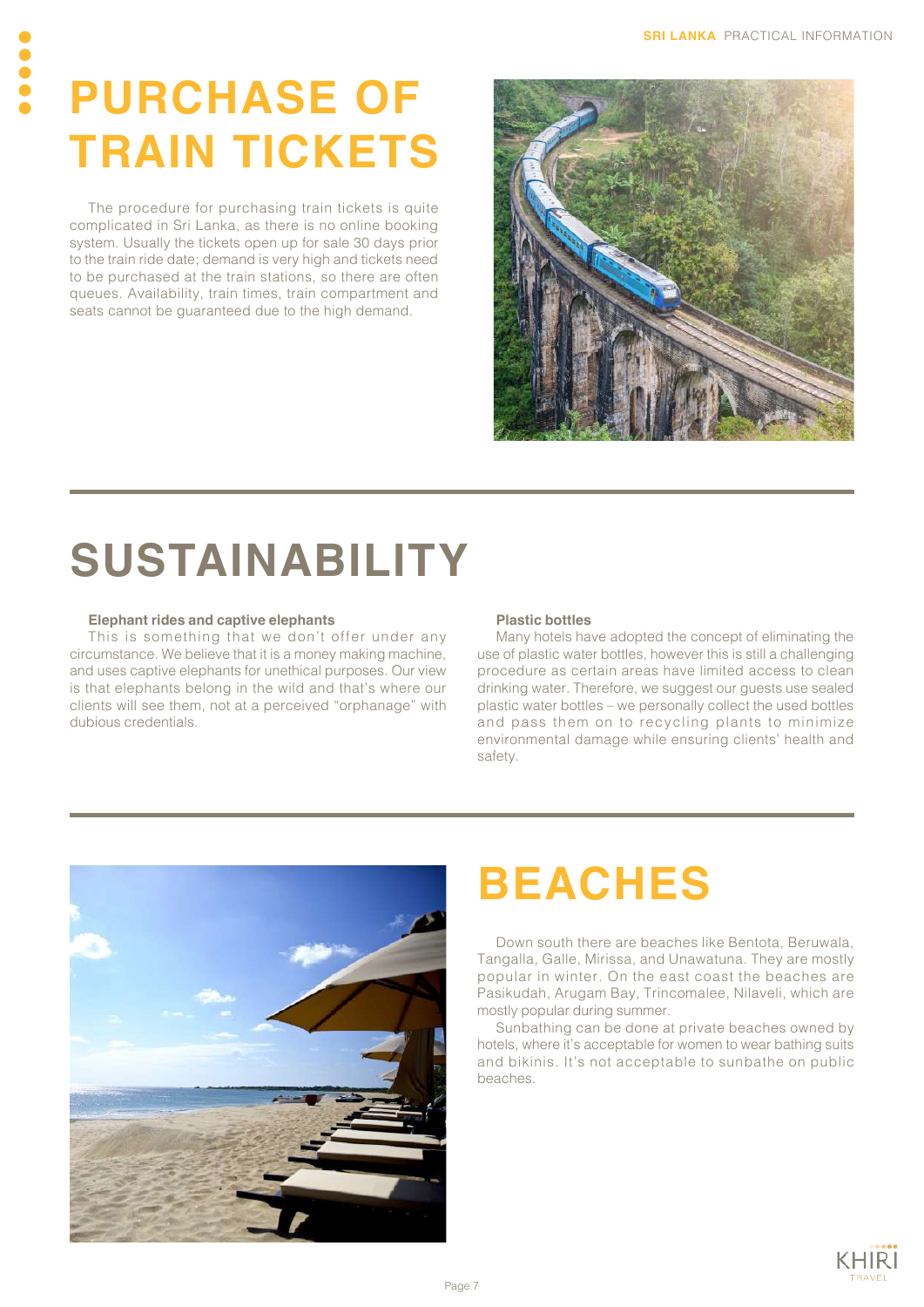# PURCHASE OF TRAIN TICKETS

The procedure for purchasing train tickets is quite complicated in Sri Lanka, as there is no online booking system. Usually the tickets open up for sale 30 days prior to the train ride date; demand is very high and tickets need to be purchased at the train stations, so there are often queues. Availability, train times, train compartment and seats cannot be guaranteed due to the high demand.

# SUSTAINABILITY

**Elephant rides and captive elephants**

This is something that we don't offer under any circumstance. We believe that it is a money making machine, and uses captive elephants for unethical purposes. Our view is that elephants belong in the wild and that's where our clients will see them, not at a perceived "orphanage" with dubious credentials.

**Plastic bottles**

Many hotels have adopted the concept of eliminating the use of plastic water bottles, however this is still a challenging procedure as certain areas have limited access to clean drinking water. Therefore, we suggest our guests use sealed plastic water bottles – we personally collect the used bottles and pass them on to recycling plants to minimize environmental damage while ensuring clients' health and safety.

# BEACHES

Down south there are beaches like Bentota, Beruwala, Tangalla, Galle, Mirissa, and Unawatuna. They are mostly popular in winter. On the east coast the beaches are Pasikudah, Arugam Bay, Trincomalee, Nilaveli, which are mostly popular during summer.

Sunbathing can be done at private beaches owned by hotels, where it's acceptable for women to wear bathing suits and bikinis. It's not acceptable to sunbathe on public beaches.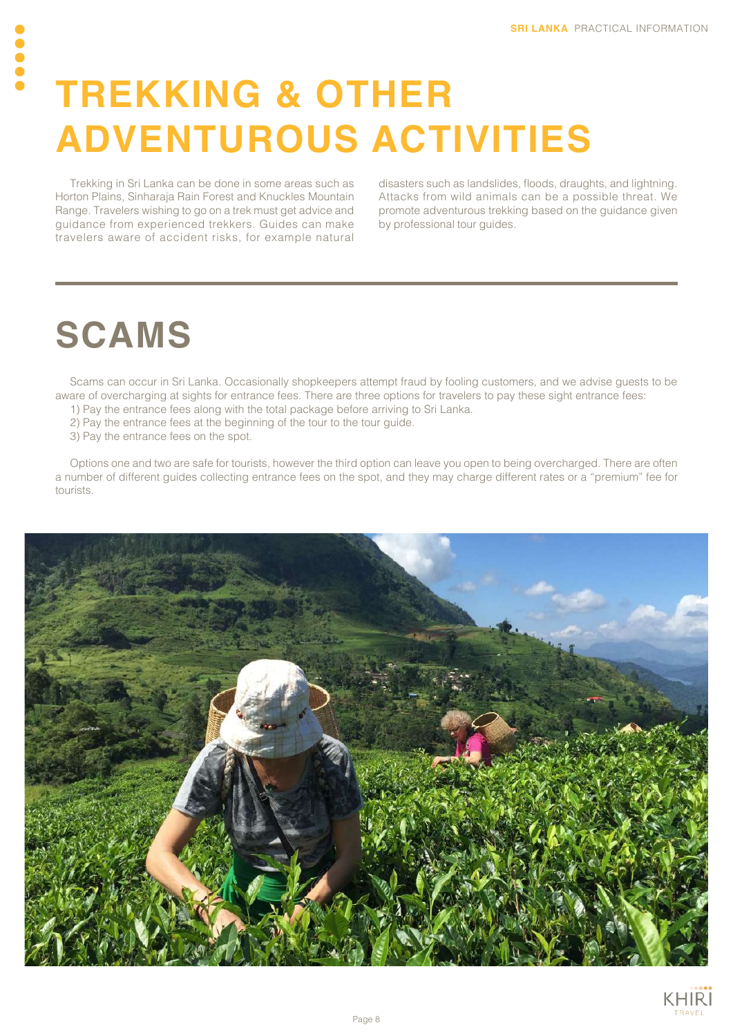# TREKKING & OTHER ADVENTUROUS ACTIVITIES

Trekking in Sri Lanka can be done in some areas such as Horton Plains, Sinharaja Rain Forest and Knuckles Mountain Range. Travelers wishing to go on a trek must get advice and guidance from experienced trekkers. Guides can make travelers aware of accident risks, for example natural disasters such as landslides, floods, draughts, and lightning. Attacks from wild animals can be a possible threat. We promote adventurous trekking based on the guidance given by professional tour guides.

# SCAMS

Scams can occur in Sri Lanka. Occasionally shopkeepers attempt fraud by fooling customers, and we advise guests to be aware of overcharging at sights for entrance fees. There are three options for travelers to pay these sight entrance fees:

1) Pay the entrance fees along with the total package before arriving to Sri Lanka.
2) Pay the entrance fees at the beginning of the tour to the tour guide.
3) Pay the entrance fees on the spot.

Options one and two are safe for tourists, however the third option can leave you open to being overcharged. There are often a number of different guides collecting entrance fees on the spot, and they may charge different rates or a "premium" fee for tourists.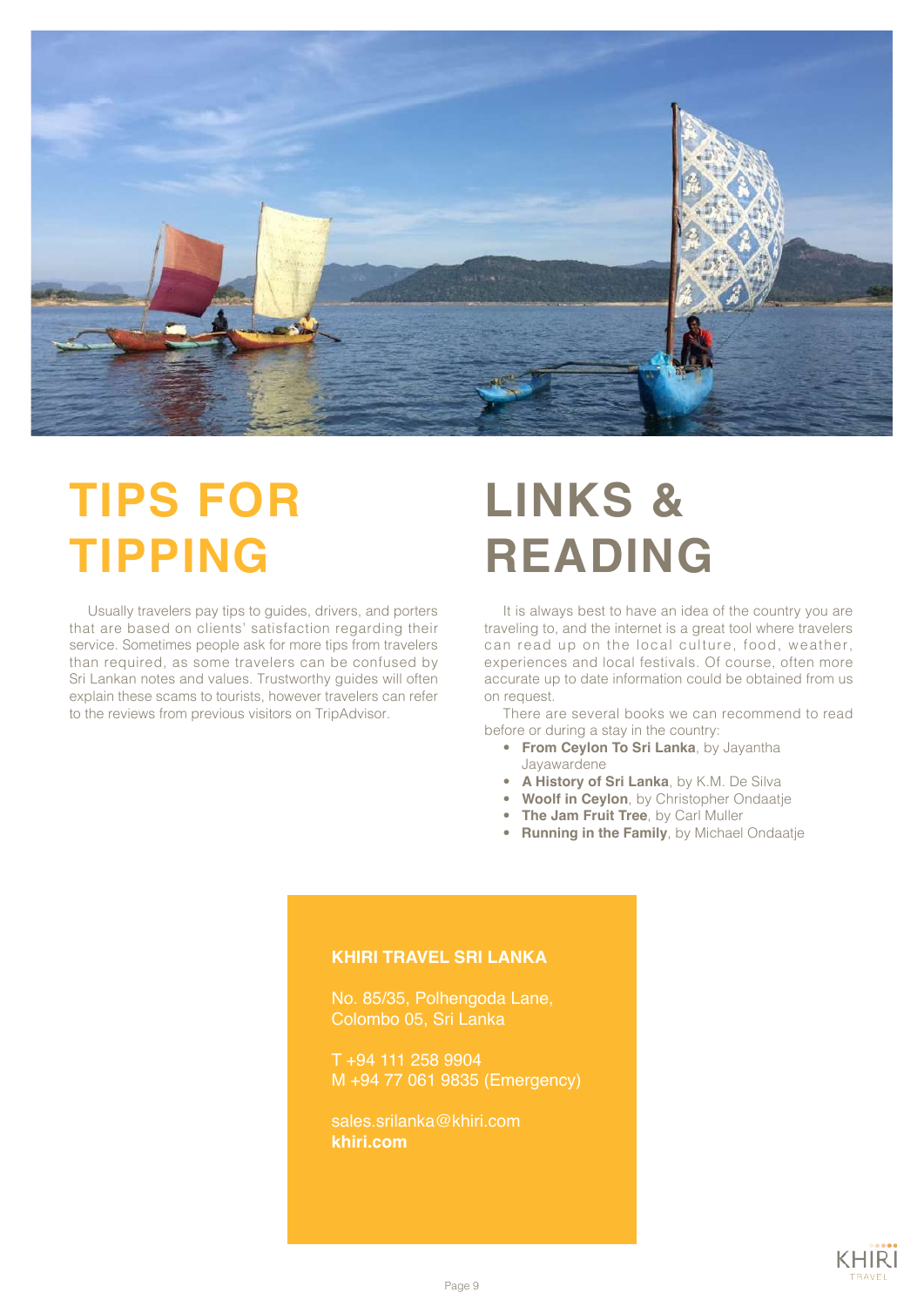# TIPS FOR TIPPING

Usually travelers pay tips to guides, drivers, and porters that are based on clients' satisfaction regarding their service. Sometimes people ask for more tips from travelers than required, as some travelers can be confused by Sri Lankan notes and values. Trustworthy guides will often explain these scams to tourists, however travelers can refer to the reviews from previous visitors on TripAdvisor.

# LINKS & READING

It is always best to have an idea of the country you are traveling to, and the internet is a great tool where travelers can read up on the local culture, food, weather, experiences and local festivals. Of course, often more accurate up to date information could be obtained from us on request.

There are several books we can recommend to read before or during a stay in the country:

- **From Ceylon To Sri Lanka**, by Jayantha Jayawardene
- **A History of Sri Lanka**, by K.M. De Silva
- **Woolf in Ceylon**, by Christopher Ondaatje
- **The Jam Fruit Tree**, by Carl Muller
- **Running in the Family**, by Michael Ondaatje

**KHIRI TRAVEL SRI LANKA**

No. 85/35, Polhengoda Lane,
Colombo 05, Sri Lanka

T +94 111 258 9904
M +94 77 061 9835 (Emergency)

sales.srilanka@khiri.com
**khiri.com**